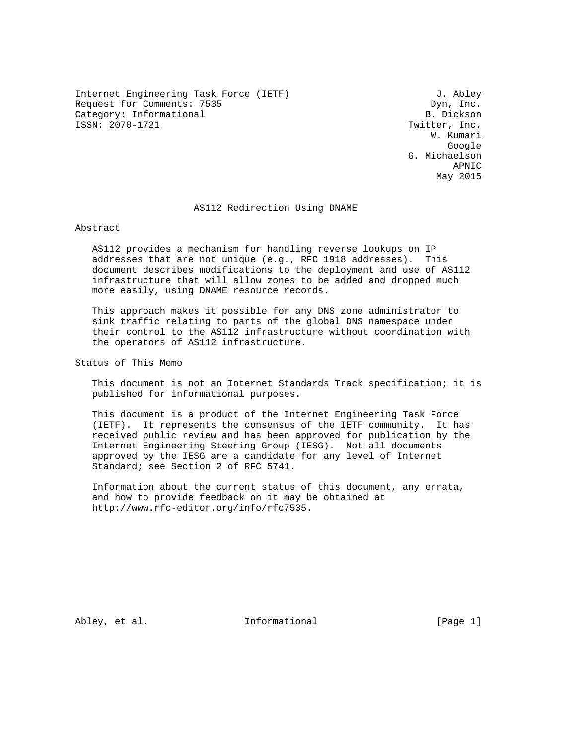Internet Engineering Task Force (IETF) J. Abley
Request for Comments: 7535 Dyn, Inc.
Category: Informational B. Dickson
ISSN: 2070-1721 Twitter, Inc.
W. Kumari
Google
G. Michaelson
APNIC
May 2015

# AS112 Redirection Using DNAME

## Abstract

AS112 provides a mechanism for handling reverse lookups on IP addresses that are not unique (e.g., RFC 1918 addresses). This document describes modifications to the deployment and use of AS112 infrastructure that will allow zones to be added and dropped much more easily, using DNAME resource records.

This approach makes it possible for any DNS zone administrator to sink traffic relating to parts of the global DNS namespace under their control to the AS112 infrastructure without coordination with the operators of AS112 infrastructure.

## Status of This Memo

This document is not an Internet Standards Track specification; it is published for informational purposes.

This document is a product of the Internet Engineering Task Force (IETF). It represents the consensus of the IETF community. It has received public review and has been approved for publication by the Internet Engineering Steering Group (IESG). Not all documents approved by the IESG are a candidate for any level of Internet Standard; see Section 2 of RFC 5741.

Information about the current status of this document, any errata, and how to provide feedback on it may be obtained at http://www.rfc-editor.org/info/rfc7535.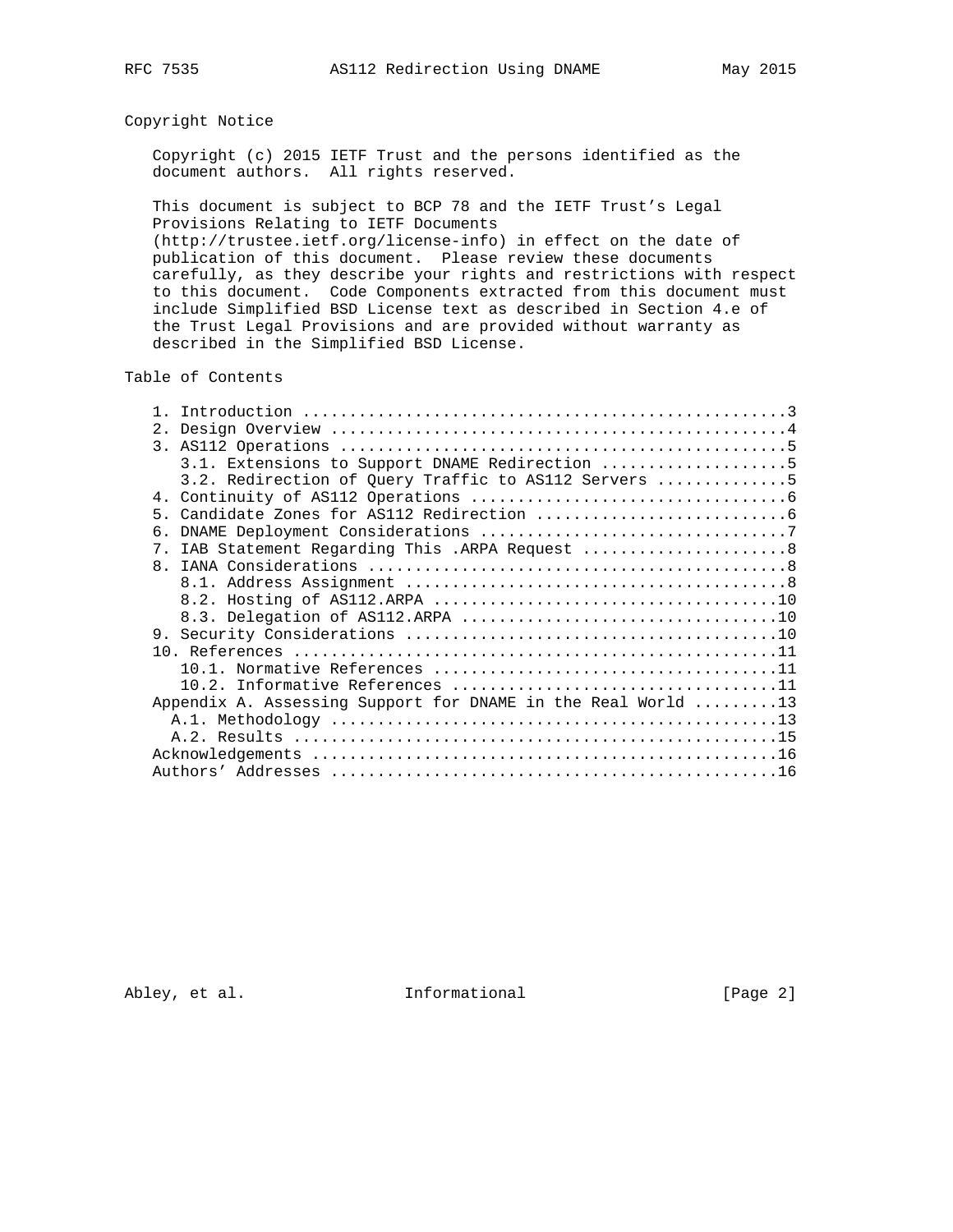## Copyright Notice

Copyright (c) 2015 IETF Trust and the persons identified as the document authors. All rights reserved.

This document is subject to BCP 78 and the IETF Trust's Legal Provisions Relating to IETF Documents (http://trustee.ietf.org/license-info) in effect on the date of publication of this document. Please review these documents carefully, as they describe your rights and restrictions with respect to this document. Code Components extracted from this document must include Simplified BSD License text as described in Section 4.e of the Trust Legal Provisions and are provided without warranty as described in the Simplified BSD License.

## Table of Contents

```
   1. Introduction ....................................................3
   2. Design Overview .................................................4
   3. AS112 Operations ................................................5
      3.1. Extensions to Support DNAME Redirection ....................5
      3.2. Redirection of Query Traffic to AS112 Servers ..............5
   4. Continuity of AS112 Operations ..................................6
   5. Candidate Zones for AS112 Redirection ...........................6
   6. DNAME Deployment Considerations .................................7
   7. IAB Statement Regarding This .ARPA Request ......................8
   8. IANA Considerations .............................................8
      8.1. Address Assignment .........................................8
      8.2. Hosting of AS112.ARPA .....................................10
      8.3. Delegation of AS112.ARPA ..................................10
   9. Security Considerations ........................................10
   10. References ....................................................11
      10.1. Normative References .....................................11
      10.2. Informative References ...................................11
   Appendix A. Assessing Support for DNAME in the Real World .........13
     A.1. Methodology ................................................13
     A.2. Results ....................................................15
   Acknowledgements ..................................................16
   Authors' Addresses ................................................16
```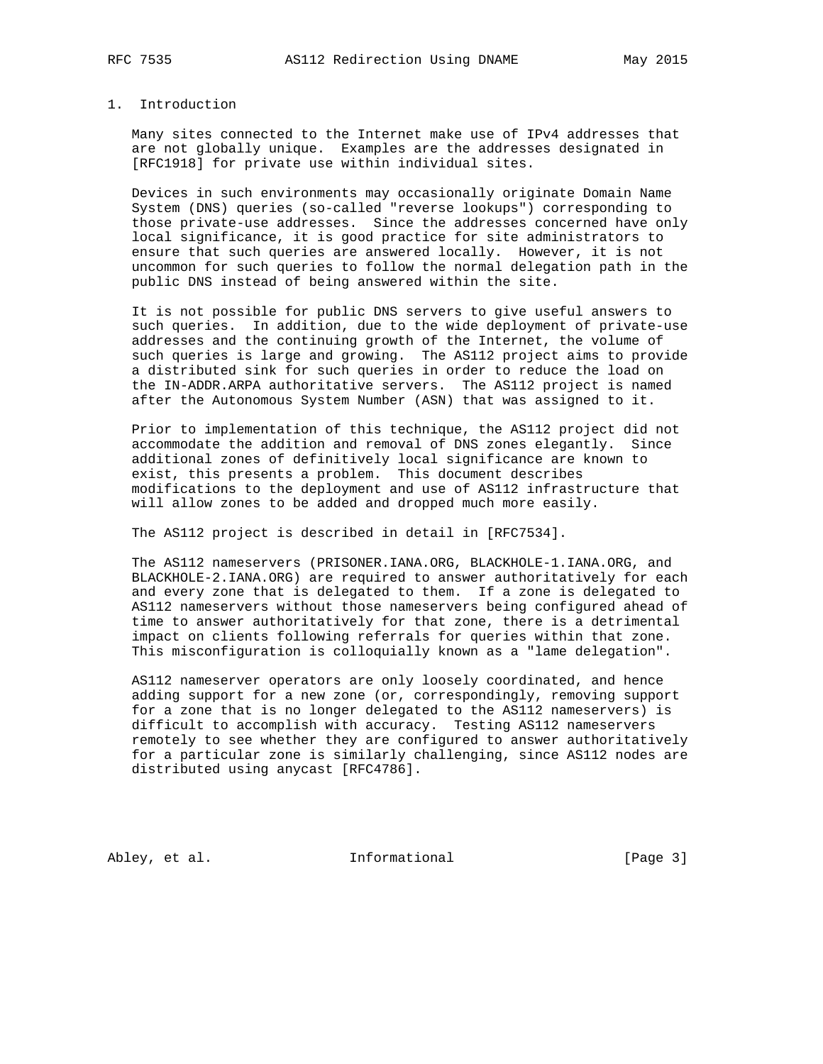# 1. Introduction

Many sites connected to the Internet make use of IPv4 addresses that are not globally unique. Examples are the addresses designated in [RFC1918] for private use within individual sites.

Devices in such environments may occasionally originate Domain Name System (DNS) queries (so-called "reverse lookups") corresponding to those private-use addresses. Since the addresses concerned have only local significance, it is good practice for site administrators to ensure that such queries are answered locally. However, it is not uncommon for such queries to follow the normal delegation path in the public DNS instead of being answered within the site.

It is not possible for public DNS servers to give useful answers to such queries. In addition, due to the wide deployment of private-use addresses and the continuing growth of the Internet, the volume of such queries is large and growing. The AS112 project aims to provide a distributed sink for such queries in order to reduce the load on the IN-ADDR.ARPA authoritative servers. The AS112 project is named after the Autonomous System Number (ASN) that was assigned to it.

Prior to implementation of this technique, the AS112 project did not accommodate the addition and removal of DNS zones elegantly. Since additional zones of definitively local significance are known to exist, this presents a problem. This document describes modifications to the deployment and use of AS112 infrastructure that will allow zones to be added and dropped much more easily.

The AS112 project is described in detail in [RFC7534].

The AS112 nameservers (PRISONER.IANA.ORG, BLACKHOLE-1.IANA.ORG, and BLACKHOLE-2.IANA.ORG) are required to answer authoritatively for each and every zone that is delegated to them. If a zone is delegated to AS112 nameservers without those nameservers being configured ahead of time to answer authoritatively for that zone, there is a detrimental impact on clients following referrals for queries within that zone. This misconfiguration is colloquially known as a "lame delegation".

AS112 nameserver operators are only loosely coordinated, and hence adding support for a new zone (or, correspondingly, removing support for a zone that is no longer delegated to the AS112 nameservers) is difficult to accomplish with accuracy. Testing AS112 nameservers remotely to see whether they are configured to answer authoritatively for a particular zone is similarly challenging, since AS112 nodes are distributed using anycast [RFC4786].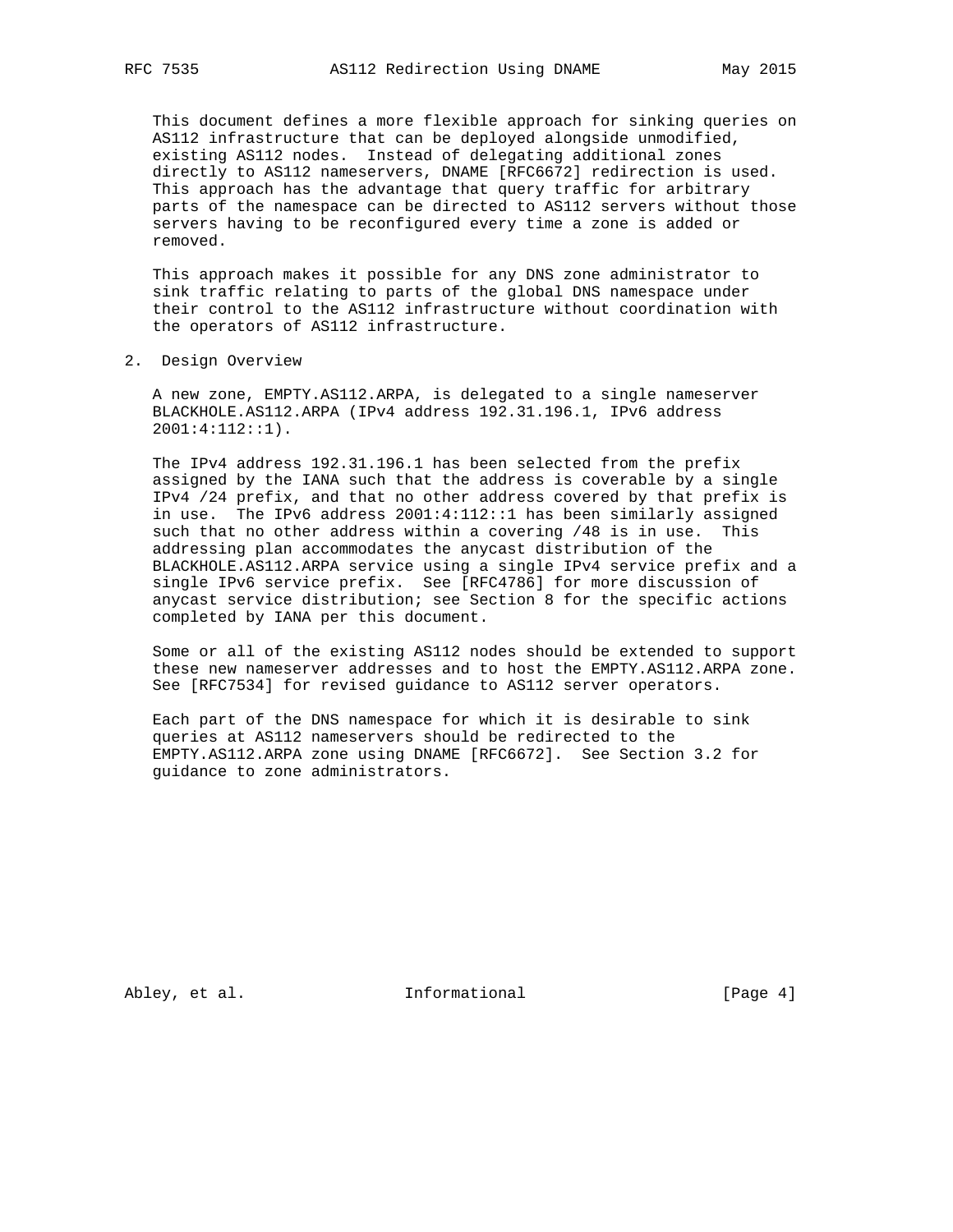This document defines a more flexible approach for sinking queries on AS112 infrastructure that can be deployed alongside unmodified, existing AS112 nodes. Instead of delegating additional zones directly to AS112 nameservers, DNAME [RFC6672] redirection is used. This approach has the advantage that query traffic for arbitrary parts of the namespace can be directed to AS112 servers without those servers having to be reconfigured every time a zone is added or removed.

This approach makes it possible for any DNS zone administrator to sink traffic relating to parts of the global DNS namespace under their control to the AS112 infrastructure without coordination with the operators of AS112 infrastructure.

## 2. Design Overview

A new zone, EMPTY.AS112.ARPA, is delegated to a single nameserver BLACKHOLE.AS112.ARPA (IPv4 address 192.31.196.1, IPv6 address 2001:4:112::1).

The IPv4 address 192.31.196.1 has been selected from the prefix assigned by the IANA such that the address is coverable by a single IPv4 /24 prefix, and that no other address covered by that prefix is in use. The IPv6 address 2001:4:112::1 has been similarly assigned such that no other address within a covering /48 is in use. This addressing plan accommodates the anycast distribution of the BLACKHOLE.AS112.ARPA service using a single IPv4 service prefix and a single IPv6 service prefix. See [RFC4786] for more discussion of anycast service distribution; see Section 8 for the specific actions completed by IANA per this document.

Some or all of the existing AS112 nodes should be extended to support these new nameserver addresses and to host the EMPTY.AS112.ARPA zone. See [RFC7534] for revised guidance to AS112 server operators.

Each part of the DNS namespace for which it is desirable to sink queries at AS112 nameservers should be redirected to the EMPTY.AS112.ARPA zone using DNAME [RFC6672]. See Section 3.2 for guidance to zone administrators.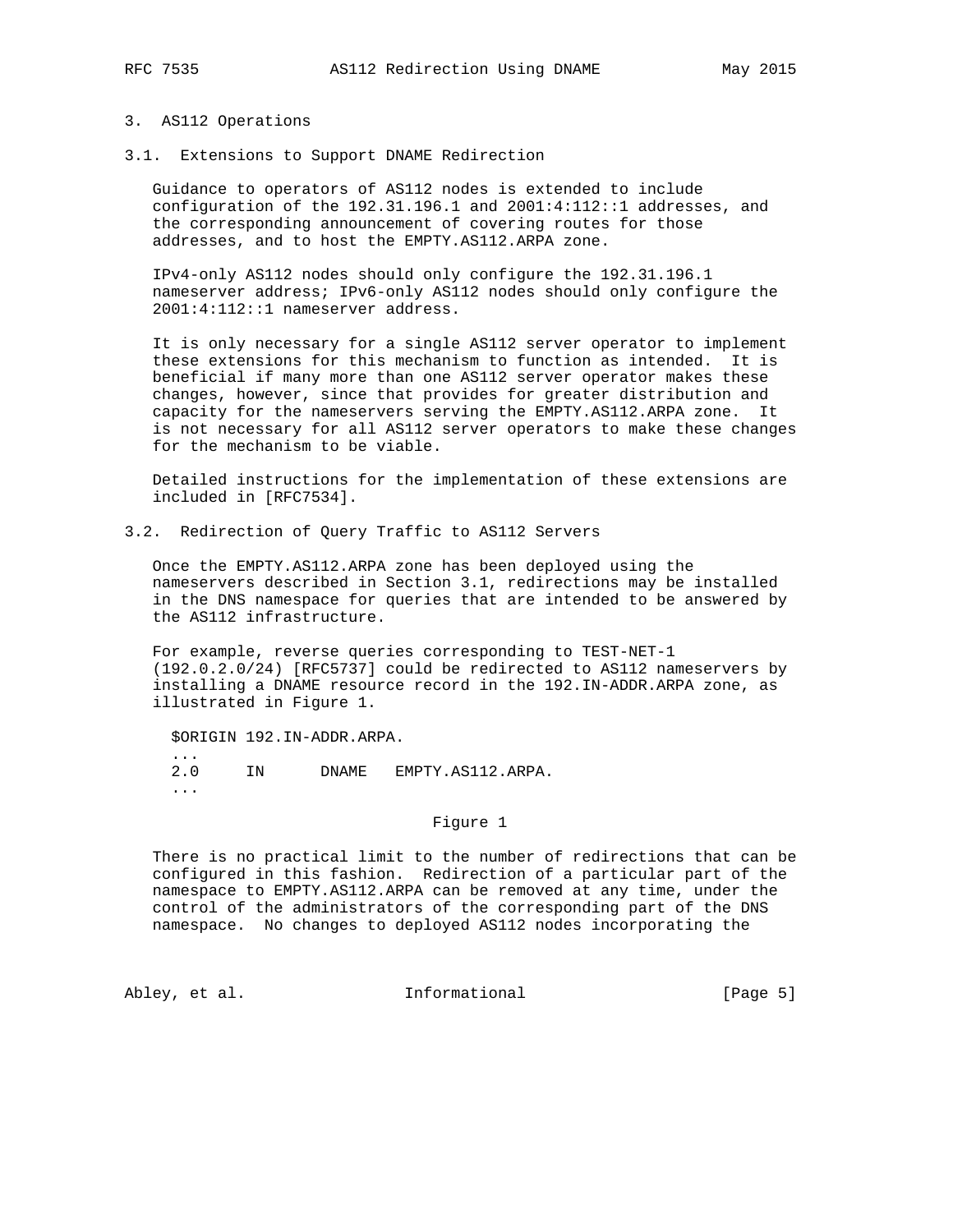## 3. AS112 Operations

### 3.1. Extensions to Support DNAME Redirection

Guidance to operators of AS112 nodes is extended to include configuration of the 192.31.196.1 and 2001:4:112::1 addresses, and the corresponding announcement of covering routes for those addresses, and to host the EMPTY.AS112.ARPA zone.

IPv4-only AS112 nodes should only configure the 192.31.196.1 nameserver address; IPv6-only AS112 nodes should only configure the 2001:4:112::1 nameserver address.

It is only necessary for a single AS112 server operator to implement these extensions for this mechanism to function as intended. It is beneficial if many more than one AS112 server operator makes these changes, however, since that provides for greater distribution and capacity for the nameservers serving the EMPTY.AS112.ARPA zone. It is not necessary for all AS112 server operators to make these changes for the mechanism to be viable.

Detailed instructions for the implementation of these extensions are included in [RFC7534].

### 3.2. Redirection of Query Traffic to AS112 Servers

Once the EMPTY.AS112.ARPA zone has been deployed using the nameservers described in Section 3.1, redirections may be installed in the DNS namespace for queries that are intended to be answered by the AS112 infrastructure.

For example, reverse queries corresponding to TEST-NET-1 (192.0.2.0/24) [RFC5737] could be redirected to AS112 nameservers by installing a DNAME resource record in the 192.IN-ADDR.ARPA zone, as illustrated in Figure 1.

```
$ORIGIN 192.IN-ADDR.ARPA.
...
2.0     IN      DNAME   EMPTY.AS112.ARPA.
...
```

Figure 1

There is no practical limit to the number of redirections that can be configured in this fashion. Redirection of a particular part of the namespace to EMPTY.AS112.ARPA can be removed at any time, under the control of the administrators of the corresponding part of the DNS namespace. No changes to deployed AS112 nodes incorporating the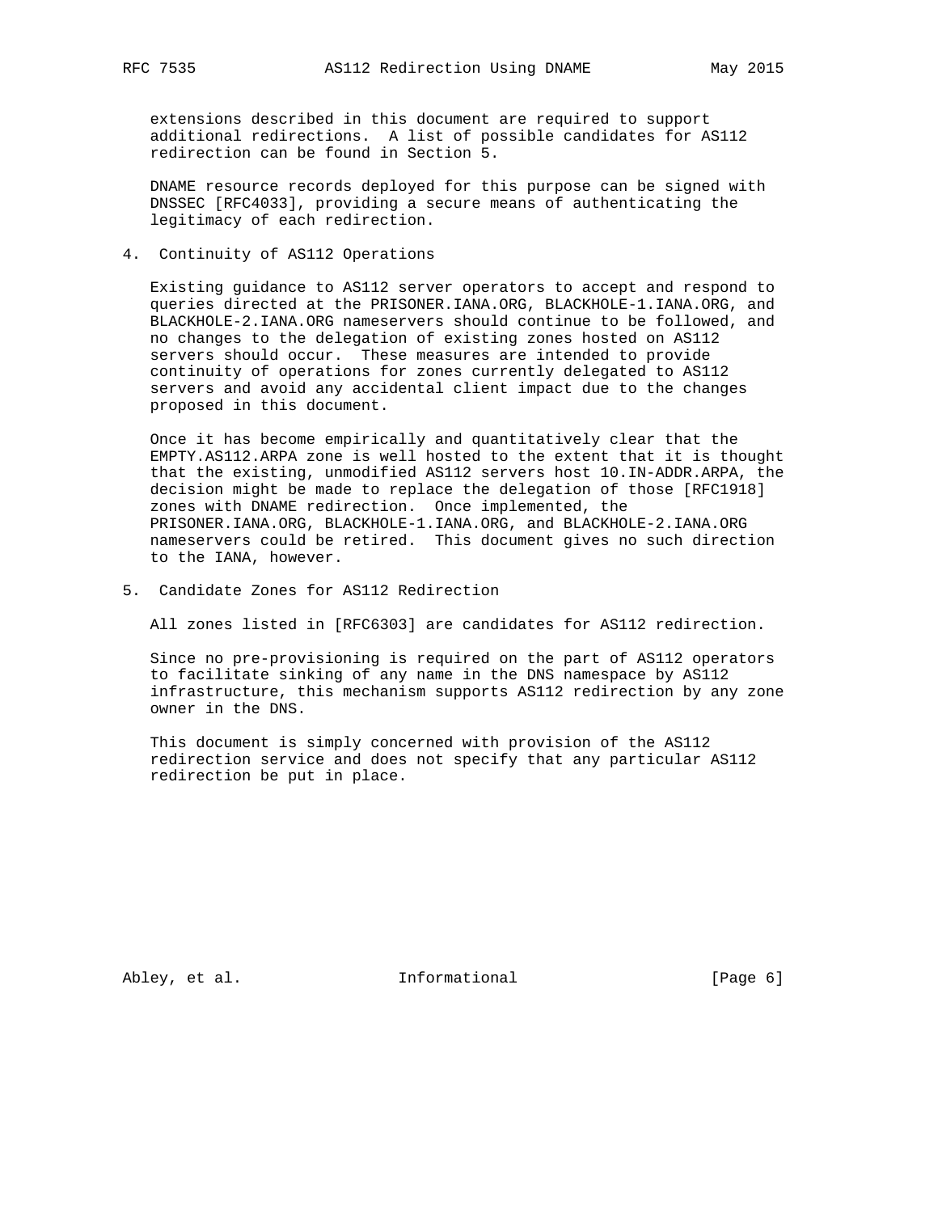extensions described in this document are required to support additional redirections. A list of possible candidates for AS112 redirection can be found in Section 5.

DNAME resource records deployed for this purpose can be signed with DNSSEC [RFC4033], providing a secure means of authenticating the legitimacy of each redirection.

## 4. Continuity of AS112 Operations

Existing guidance to AS112 server operators to accept and respond to queries directed at the PRISONER.IANA.ORG, BLACKHOLE-1.IANA.ORG, and BLACKHOLE-2.IANA.ORG nameservers should continue to be followed, and no changes to the delegation of existing zones hosted on AS112 servers should occur. These measures are intended to provide continuity of operations for zones currently delegated to AS112 servers and avoid any accidental client impact due to the changes proposed in this document.

Once it has become empirically and quantitatively clear that the EMPTY.AS112.ARPA zone is well hosted to the extent that it is thought that the existing, unmodified AS112 servers host 10.IN-ADDR.ARPA, the decision might be made to replace the delegation of those [RFC1918] zones with DNAME redirection. Once implemented, the PRISONER.IANA.ORG, BLACKHOLE-1.IANA.ORG, and BLACKHOLE-2.IANA.ORG nameservers could be retired. This document gives no such direction to the IANA, however.

## 5. Candidate Zones for AS112 Redirection

All zones listed in [RFC6303] are candidates for AS112 redirection.

Since no pre-provisioning is required on the part of AS112 operators to facilitate sinking of any name in the DNS namespace by AS112 infrastructure, this mechanism supports AS112 redirection by any zone owner in the DNS.

This document is simply concerned with provision of the AS112 redirection service and does not specify that any particular AS112 redirection be put in place.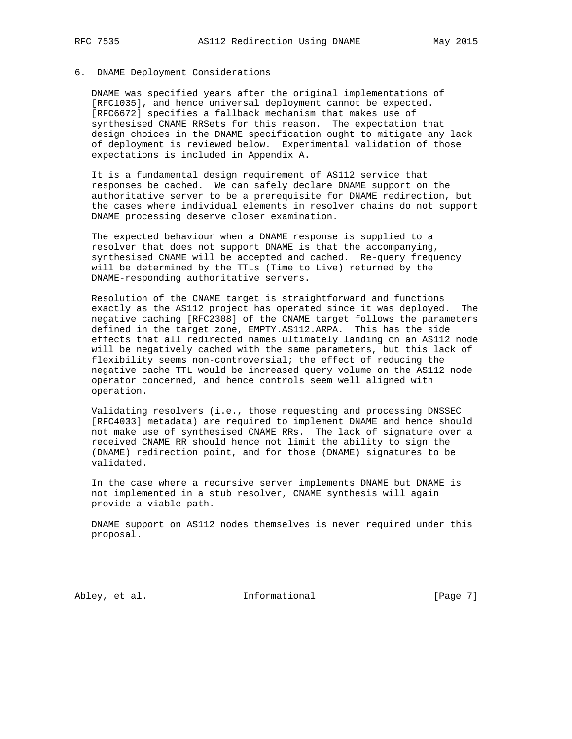## 6. DNAME Deployment Considerations

DNAME was specified years after the original implementations of [RFC1035], and hence universal deployment cannot be expected. [RFC6672] specifies a fallback mechanism that makes use of synthesised CNAME RRSets for this reason. The expectation that design choices in the DNAME specification ought to mitigate any lack of deployment is reviewed below. Experimental validation of those expectations is included in Appendix A.

It is a fundamental design requirement of AS112 service that responses be cached. We can safely declare DNAME support on the authoritative server to be a prerequisite for DNAME redirection, but the cases where individual elements in resolver chains do not support DNAME processing deserve closer examination.

The expected behaviour when a DNAME response is supplied to a resolver that does not support DNAME is that the accompanying, synthesised CNAME will be accepted and cached. Re-query frequency will be determined by the TTLs (Time to Live) returned by the DNAME-responding authoritative servers.

Resolution of the CNAME target is straightforward and functions exactly as the AS112 project has operated since it was deployed. The negative caching [RFC2308] of the CNAME target follows the parameters defined in the target zone, EMPTY.AS112.ARPA. This has the side effects that all redirected names ultimately landing on an AS112 node will be negatively cached with the same parameters, but this lack of flexibility seems non-controversial; the effect of reducing the negative cache TTL would be increased query volume on the AS112 node operator concerned, and hence controls seem well aligned with operation.

Validating resolvers (i.e., those requesting and processing DNSSEC [RFC4033] metadata) are required to implement DNAME and hence should not make use of synthesised CNAME RRs. The lack of signature over a received CNAME RR should hence not limit the ability to sign the (DNAME) redirection point, and for those (DNAME) signatures to be validated.

In the case where a recursive server implements DNAME but DNAME is not implemented in a stub resolver, CNAME synthesis will again provide a viable path.

DNAME support on AS112 nodes themselves is never required under this proposal.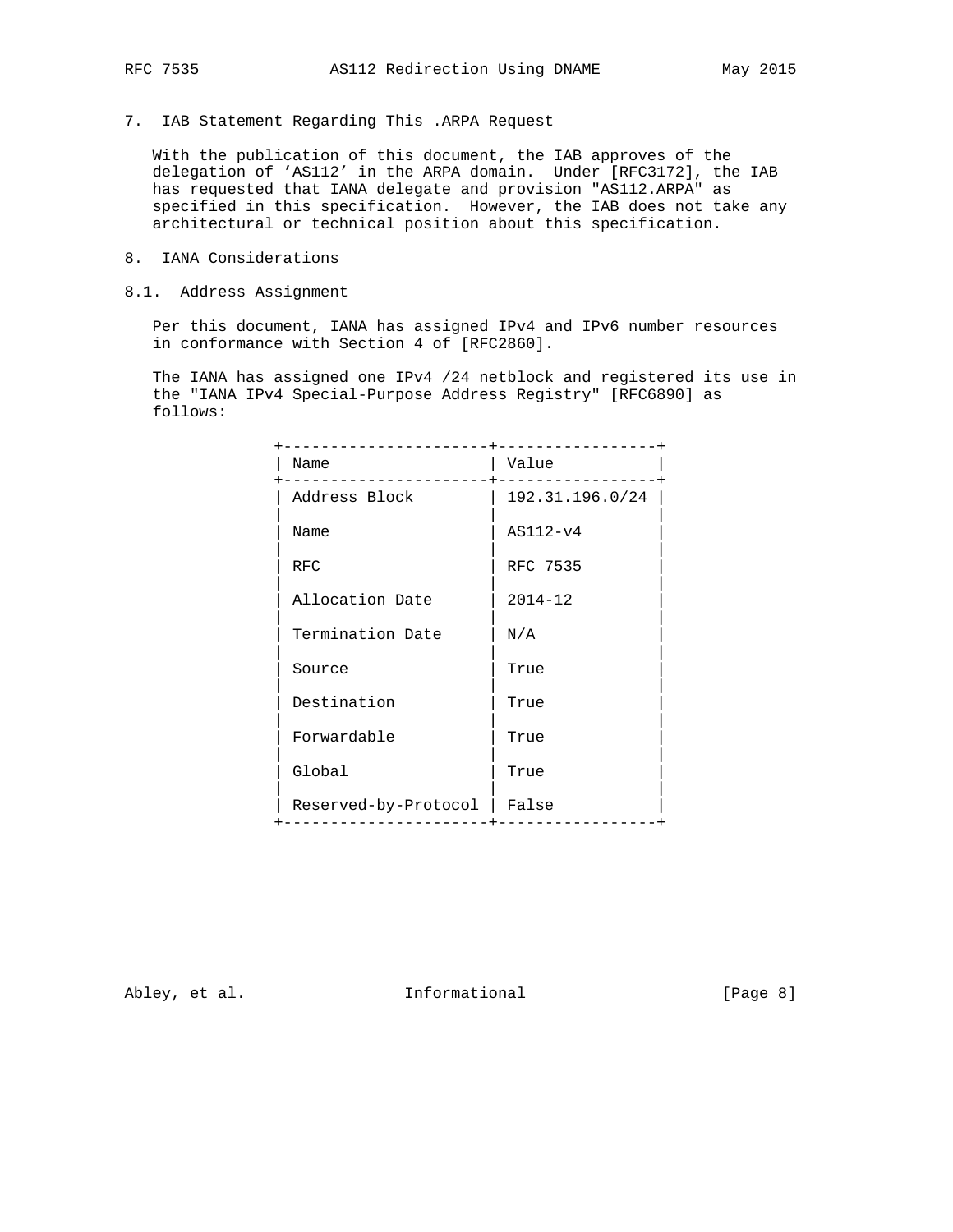## 7. IAB Statement Regarding This .ARPA Request

With the publication of this document, the IAB approves of the delegation of 'AS112' in the ARPA domain. Under [RFC3172], the IAB has requested that IANA delegate and provision "AS112.ARPA" as specified in this specification. However, the IAB does not take any architectural or technical position about this specification.

## 8. IANA Considerations

### 8.1. Address Assignment

Per this document, IANA has assigned IPv4 and IPv6 number resources in conformance with Section 4 of [RFC2860].

The IANA has assigned one IPv4 /24 netblock and registered its use in the "IANA IPv4 Special-Purpose Address Registry" [RFC6890] as follows:

| Name | Value |
|---|---|
| Address Block | 192.31.196.0/24 |
| Name | AS112-v4 |
| RFC | RFC 7535 |
| Allocation Date | 2014-12 |
| Termination Date | N/A |
| Source | True |
| Destination | True |
| Forwardable | True |
| Global | True |
| Reserved-by-Protocol | False |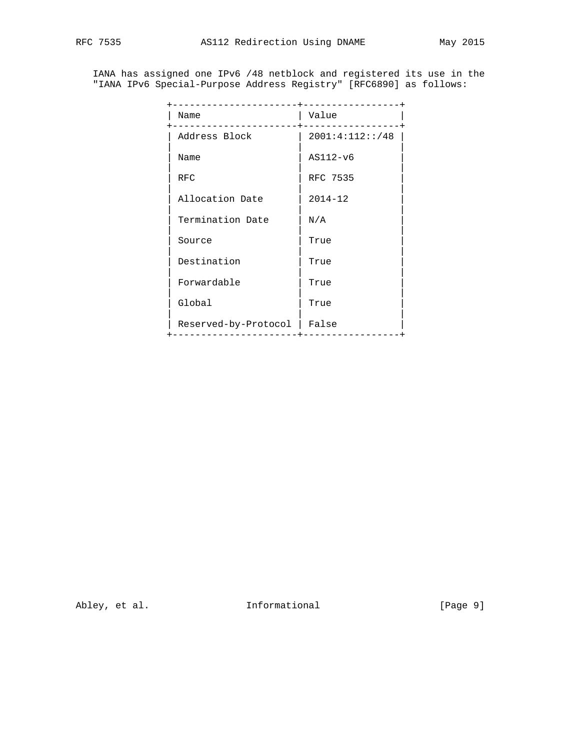IANA has assigned one IPv6 /48 netblock and registered its use in the "IANA IPv6 Special-Purpose Address Registry" [RFC6890] as follows:

| Name | Value |
|---|---|
| Address Block | 2001:4:112::/48 |
| Name | AS112-v6 |
| RFC | RFC 7535 |
| Allocation Date | 2014-12 |
| Termination Date | N/A |
| Source | True |
| Destination | True |
| Forwardable | True |
| Global | True |
| Reserved-by-Protocol | False |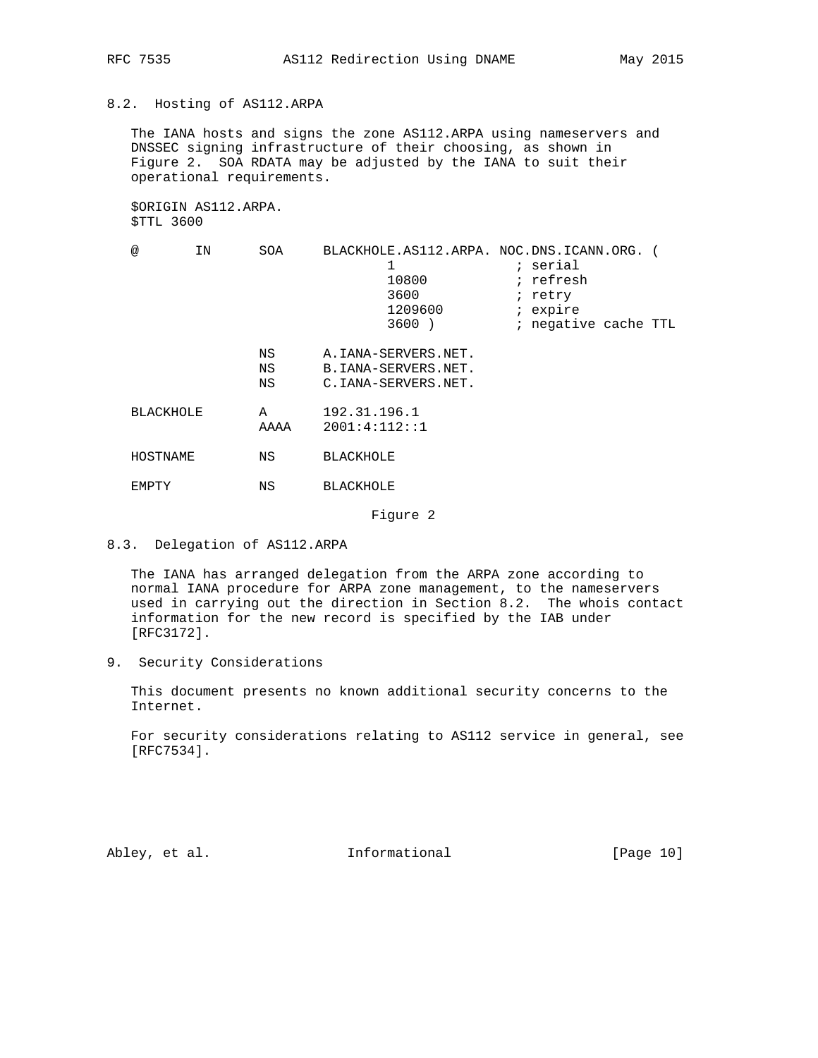## 8.2. Hosting of AS112.ARPA

The IANA hosts and signs the zone AS112.ARPA using nameservers and DNSSEC signing infrastructure of their choosing, as shown in Figure 2. SOA RDATA may be adjusted by the IANA to suit their operational requirements.

```
$ORIGIN AS112.ARPA.
$TTL 3600

@       IN      SOA     BLACKHOLE.AS112.ARPA. NOC.DNS.ICANN.ORG. (
                                1               ; serial
                                10800           ; refresh
                                3600            ; retry
                                1209600         ; expire
                                3600 )          ; negative cache TTL

                NS      A.IANA-SERVERS.NET.
                NS      B.IANA-SERVERS.NET.
                NS      C.IANA-SERVERS.NET.

BLACKHOLE       A       192.31.196.1
                AAAA    2001:4:112::1

HOSTNAME        NS      BLACKHOLE

EMPTY           NS      BLACKHOLE
```

Figure 2

## 8.3. Delegation of AS112.ARPA

The IANA has arranged delegation from the ARPA zone according to normal IANA procedure for ARPA zone management, to the nameservers used in carrying out the direction in Section 8.2. The whois contact information for the new record is specified by the IAB under [RFC3172].

# 9. Security Considerations

This document presents no known additional security concerns to the Internet.

For security considerations relating to AS112 service in general, see [RFC7534].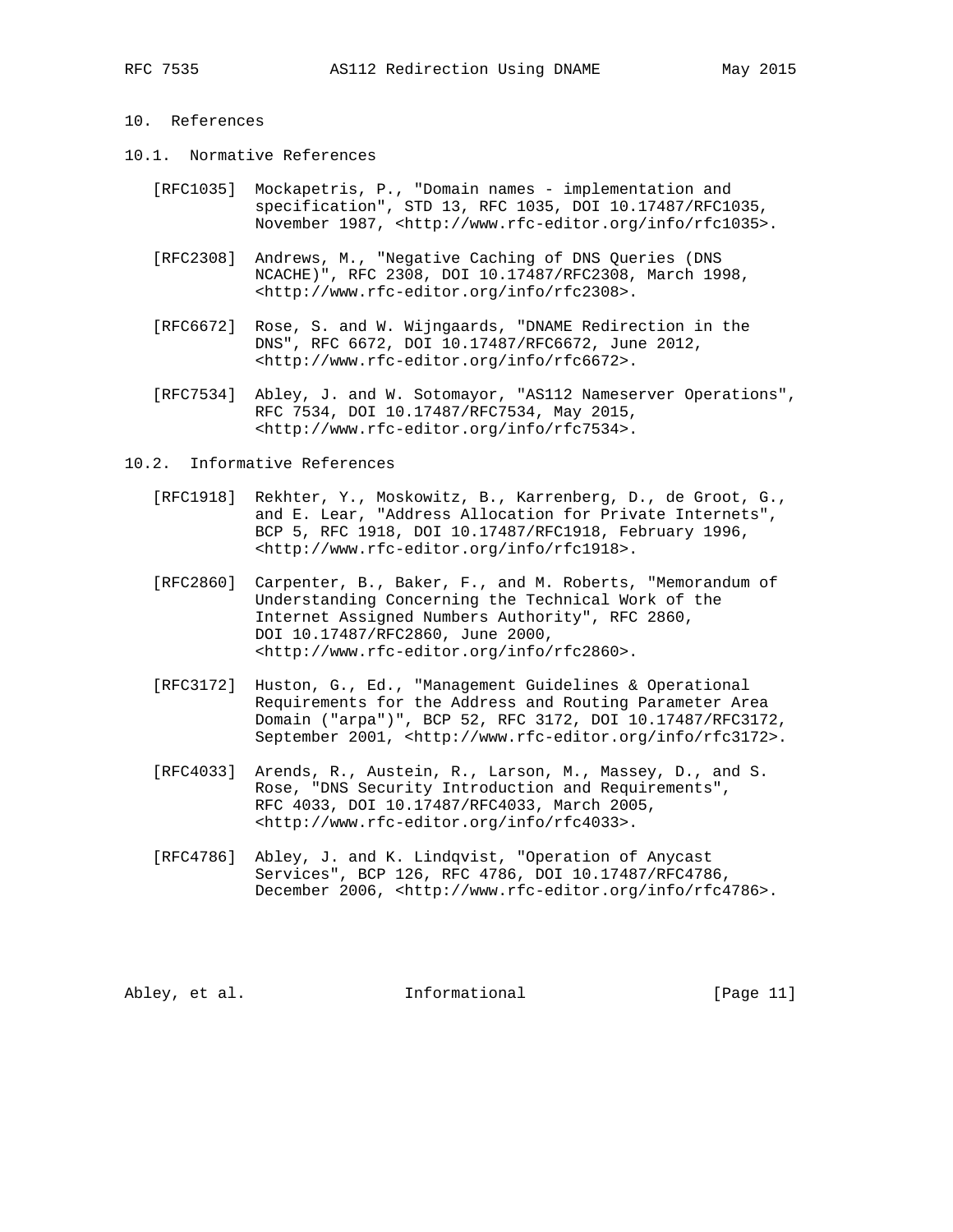# 10. References

## 10.1. Normative References

[RFC1035] Mockapetris, P., "Domain names - implementation and specification", STD 13, RFC 1035, DOI 10.17487/RFC1035, November 1987, <http://www.rfc-editor.org/info/rfc1035>.

[RFC2308] Andrews, M., "Negative Caching of DNS Queries (DNS NCACHE)", RFC 2308, DOI 10.17487/RFC2308, March 1998, <http://www.rfc-editor.org/info/rfc2308>.

[RFC6672] Rose, S. and W. Wijngaards, "DNAME Redirection in the DNS", RFC 6672, DOI 10.17487/RFC6672, June 2012, <http://www.rfc-editor.org/info/rfc6672>.

[RFC7534] Abley, J. and W. Sotomayor, "AS112 Nameserver Operations", RFC 7534, DOI 10.17487/RFC7534, May 2015, <http://www.rfc-editor.org/info/rfc7534>.

## 10.2. Informative References

[RFC1918] Rekhter, Y., Moskowitz, B., Karrenberg, D., de Groot, G., and E. Lear, "Address Allocation for Private Internets", BCP 5, RFC 1918, DOI 10.17487/RFC1918, February 1996, <http://www.rfc-editor.org/info/rfc1918>.

[RFC2860] Carpenter, B., Baker, F., and M. Roberts, "Memorandum of Understanding Concerning the Technical Work of the Internet Assigned Numbers Authority", RFC 2860, DOI 10.17487/RFC2860, June 2000, <http://www.rfc-editor.org/info/rfc2860>.

[RFC3172] Huston, G., Ed., "Management Guidelines & Operational Requirements for the Address and Routing Parameter Area Domain ("arpa")", BCP 52, RFC 3172, DOI 10.17487/RFC3172, September 2001, <http://www.rfc-editor.org/info/rfc3172>.

[RFC4033] Arends, R., Austein, R., Larson, M., Massey, D., and S. Rose, "DNS Security Introduction and Requirements", RFC 4033, DOI 10.17487/RFC4033, March 2005, <http://www.rfc-editor.org/info/rfc4033>.

[RFC4786] Abley, J. and K. Lindqvist, "Operation of Anycast Services", BCP 126, RFC 4786, DOI 10.17487/RFC4786, December 2006, <http://www.rfc-editor.org/info/rfc4786>.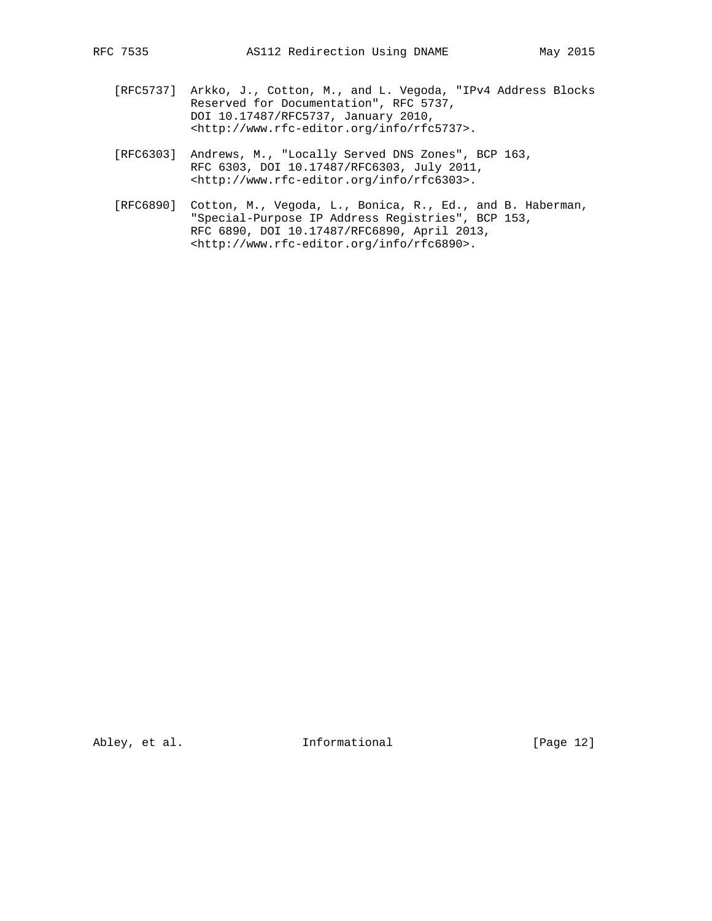[RFC5737] Arkko, J., Cotton, M., and L. Vegoda, "IPv4 Address Blocks Reserved for Documentation", RFC 5737, DOI 10.17487/RFC5737, January 2010, <http://www.rfc-editor.org/info/rfc5737>.

[RFC6303] Andrews, M., "Locally Served DNS Zones", BCP 163, RFC 6303, DOI 10.17487/RFC6303, July 2011, <http://www.rfc-editor.org/info/rfc6303>.

[RFC6890] Cotton, M., Vegoda, L., Bonica, R., Ed., and B. Haberman, "Special-Purpose IP Address Registries", BCP 153, RFC 6890, DOI 10.17487/RFC6890, April 2013, <http://www.rfc-editor.org/info/rfc6890>.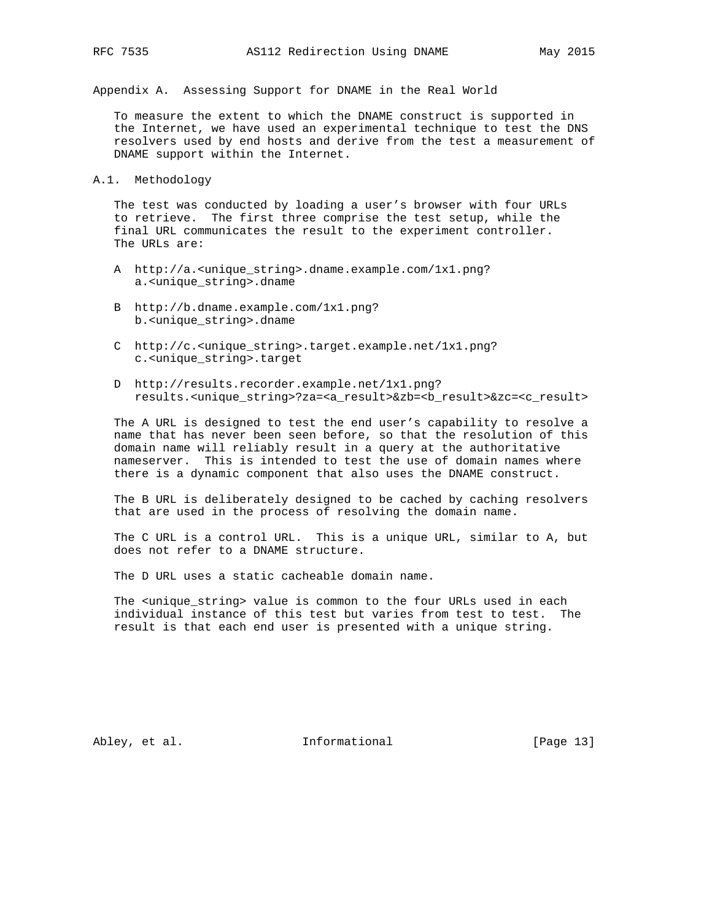## Appendix A. Assessing Support for DNAME in the Real World

To measure the extent to which the DNAME construct is supported in the Internet, we have used an experimental technique to test the DNS resolvers used by end hosts and derive from the test a measurement of DNAME support within the Internet.

### A.1. Methodology

The test was conducted by loading a user's browser with four URLs to retrieve. The first three comprise the test setup, while the final URL communicates the result to the experiment controller. The URLs are:

```
A  http://a.<unique_string>.dname.example.com/1x1.png?
   a.<unique_string>.dname

B  http://b.dname.example.com/1x1.png?
   b.<unique_string>.dname

C  http://c.<unique_string>.target.example.net/1x1.png?
   c.<unique_string>.target

D  http://results.recorder.example.net/1x1.png?
   results.<unique_string>?za=<a_result>&zb=<b_result>&zc=<c_result>
```

The A URL is designed to test the end user's capability to resolve a name that has never been seen before, so that the resolution of this domain name will reliably result in a query at the authoritative nameserver. This is intended to test the use of domain names where there is a dynamic component that also uses the DNAME construct.

The B URL is deliberately designed to be cached by caching resolvers that are used in the process of resolving the domain name.

The C URL is a control URL. This is a unique URL, similar to A, but does not refer to a DNAME structure.

The D URL uses a static cacheable domain name.

The <unique_string> value is common to the four URLs used in each individual instance of this test but varies from test to test. The result is that each end user is presented with a unique string.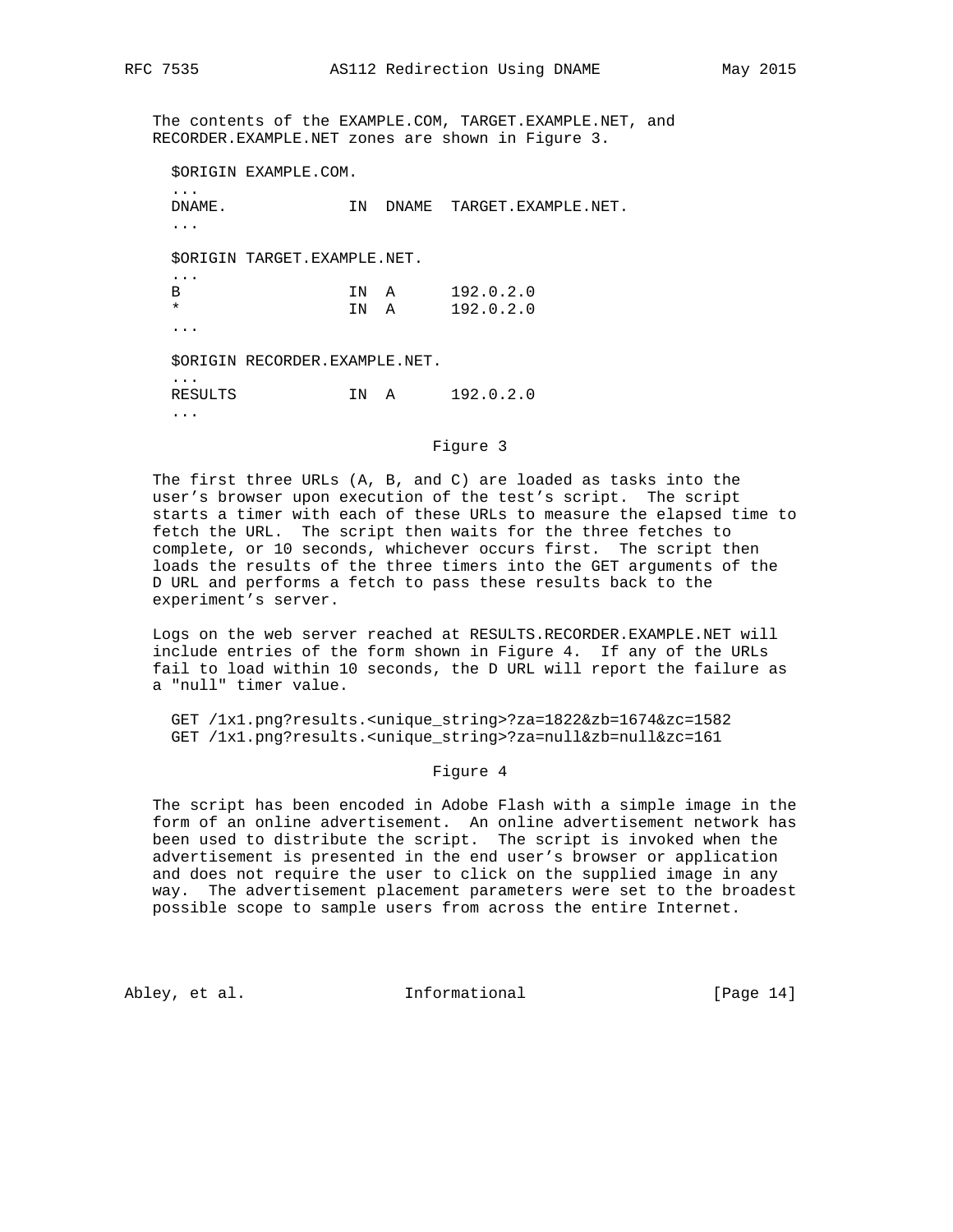The contents of the EXAMPLE.COM, TARGET.EXAMPLE.NET, and RECORDER.EXAMPLE.NET zones are shown in Figure 3.

```
$ORIGIN EXAMPLE.COM.
...
DNAME.             IN  DNAME  TARGET.EXAMPLE.NET.
...

$ORIGIN TARGET.EXAMPLE.NET.
...
B                  IN  A      192.0.2.0
*                  IN  A      192.0.2.0
...

$ORIGIN RECORDER.EXAMPLE.NET.
...
RESULTS            IN  A      192.0.2.0
...
```

Figure 3

The first three URLs (A, B, and C) are loaded as tasks into the user's browser upon execution of the test's script. The script starts a timer with each of these URLs to measure the elapsed time to fetch the URL. The script then waits for the three fetches to complete, or 10 seconds, whichever occurs first. The script then loads the results of the three timers into the GET arguments of the D URL and performs a fetch to pass these results back to the experiment's server.

Logs on the web server reached at RESULTS.RECORDER.EXAMPLE.NET will include entries of the form shown in Figure 4. If any of the URLs fail to load within 10 seconds, the D URL will report the failure as a "null" timer value.

```
GET /1x1.png?results.<unique_string>?za=1822&zb=1674&zc=1582
GET /1x1.png?results.<unique_string>?za=null&zb=null&zc=161
```

Figure 4

The script has been encoded in Adobe Flash with a simple image in the form of an online advertisement. An online advertisement network has been used to distribute the script. The script is invoked when the advertisement is presented in the end user's browser or application and does not require the user to click on the supplied image in any way. The advertisement placement parameters were set to the broadest possible scope to sample users from across the entire Internet.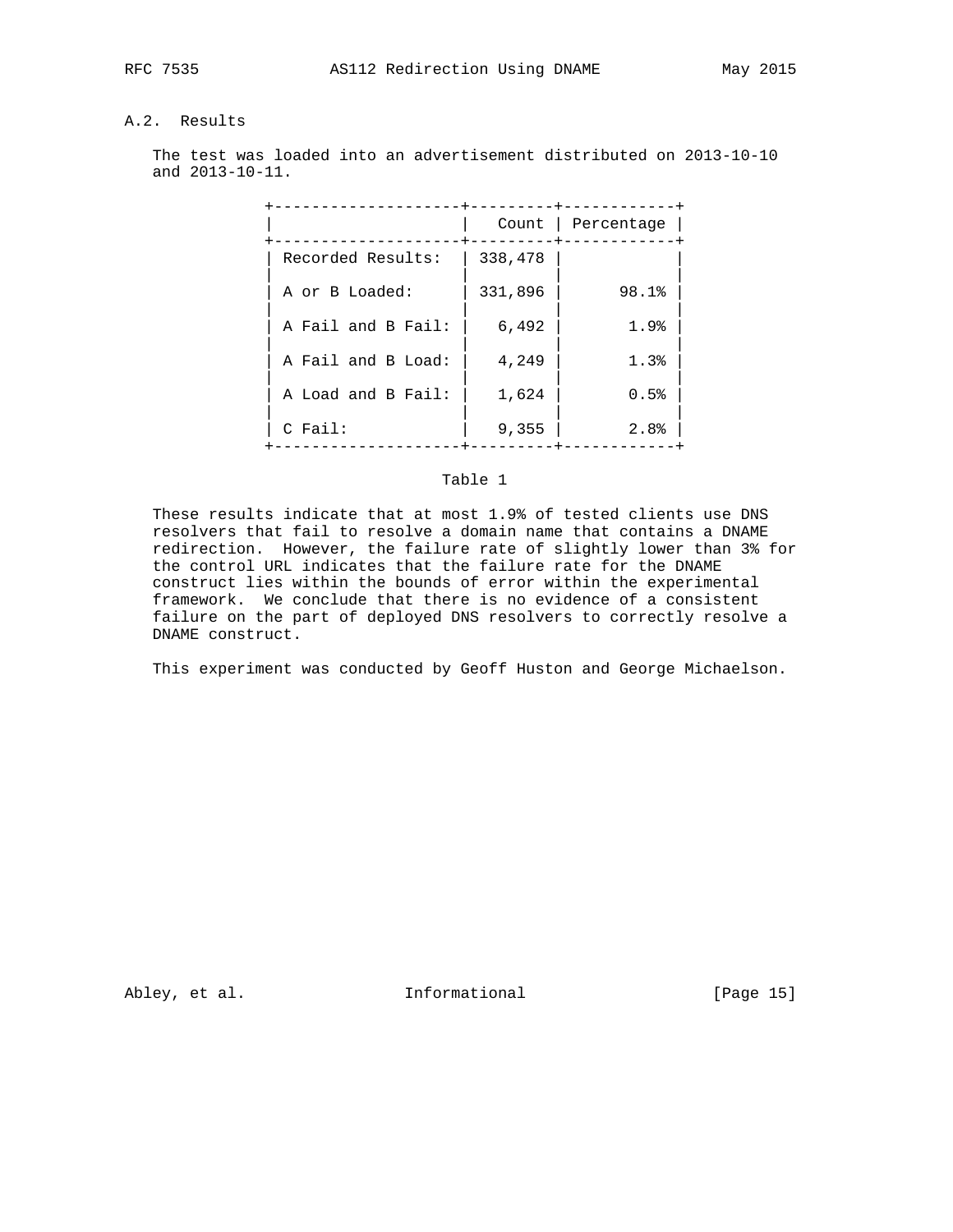## A.2. Results

The test was loaded into an advertisement distributed on 2013-10-10 and 2013-10-11.

| | Count | Percentage |
|---|---|---|
| Recorded Results: | 338,478 | |
| A or B Loaded: | 331,896 | 98.1% |
| A Fail and B Fail: | 6,492 | 1.9% |
| A Fail and B Load: | 4,249 | 1.3% |
| A Load and B Fail: | 1,624 | 0.5% |
| C Fail: | 9,355 | 2.8% |

Table 1

These results indicate that at most 1.9% of tested clients use DNS resolvers that fail to resolve a domain name that contains a DNAME redirection. However, the failure rate of slightly lower than 3% for the control URL indicates that the failure rate for the DNAME construct lies within the bounds of error within the experimental framework. We conclude that there is no evidence of a consistent failure on the part of deployed DNS resolvers to correctly resolve a DNAME construct.

This experiment was conducted by Geoff Huston and George Michaelson.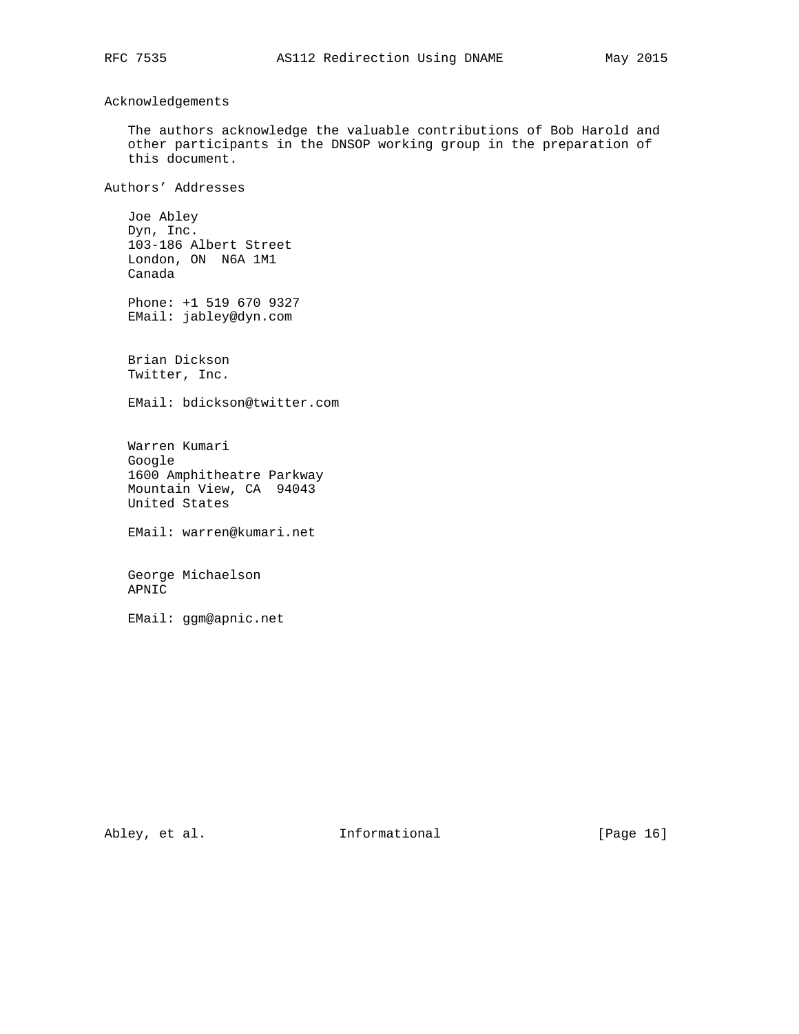## Acknowledgements

The authors acknowledge the valuable contributions of Bob Harold and other participants in the DNSOP working group in the preparation of this document.

## Authors' Addresses

Joe Abley
Dyn, Inc.
103-186 Albert Street
London, ON  N6A 1M1
Canada

Phone: +1 519 670 9327
EMail: jabley@dyn.com

Brian Dickson
Twitter, Inc.

EMail: bdickson@twitter.com

Warren Kumari
Google
1600 Amphitheatre Parkway
Mountain View, CA  94043
United States

EMail: warren@kumari.net

George Michaelson
APNIC

EMail: ggm@apnic.net